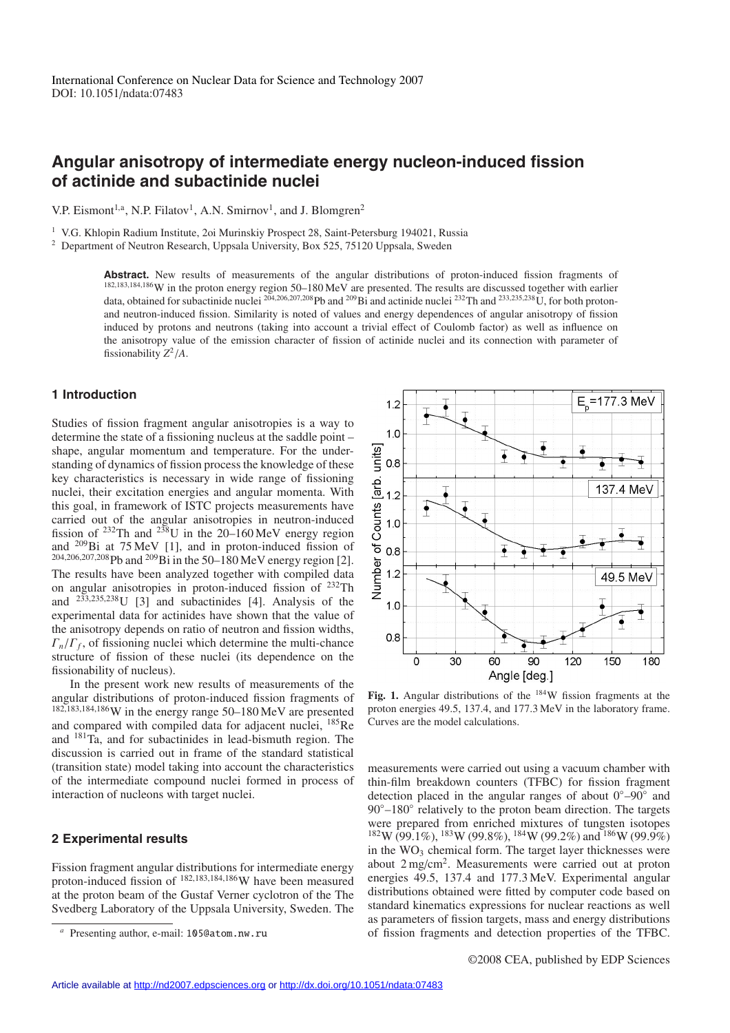International Conference on Nuclear Data for Science and Technology 2007
DOI: 10.1051/ndata:07483

# Angular anisotropy of intermediate energy nucleon-induced fission of actinide and subactinide nuclei

V.P. Eismont[1,a], N.P. Filatov[1], A.N. Smirnov[1], and J. Blomgren[2]

[1] V.G. Khlopin Radium Institute, 2oi Murinskiy Prospect 28, Saint-Petersburg 194021, Russia
[2] Department of Neutron Research, Uppsala University, Box 525, 75120 Uppsala, Sweden

**Abstract.** New results of measurements of the angular distributions of proton-induced fission fragments of $^{182,183,184,186}$W in the proton energy region 50–180 MeV are presented. The results are discussed together with earlier data, obtained for subactinide nuclei $^{204,206,207,208}$Pb and $^{209}$Bi and actinide nuclei $^{232}$Th and $^{233,235,238}$U, for both proton- and neutron-induced fission. Similarity is noted of values and energy dependences of angular anisotropy of fission induced by protons and neutrons (taking into account a trivial effect of Coulomb factor) as well as influence on the anisotropy value of the emission character of fission of actinide nuclei and its connection with parameter of fissionability $Z^2/A$.

## 1 Introduction

Studies of fission fragment angular anisotropies is a way to determine the state of a fissioning nucleus at the saddle point – shape, angular momentum and temperature. For the understanding of dynamics of fission process the knowledge of these key characteristics is necessary in wide range of fissioning nuclei, their excitation energies and angular momenta. With this goal, in framework of ISTC projects measurements have carried out of the angular anisotropies in neutron-induced fission of $^{232}$Th and $^{238}$U in the 20–160 MeV energy region and $^{209}$Bi at 75 MeV [1], and in proton-induced fission of $^{204,206,207,208}$Pb and $^{209}$Bi in the 50–180 MeV energy region [2]. The results have been analyzed together with compiled data on angular anisotropies in proton-induced fission of $^{232}$Th and $^{233,235,238}$U [3] and subactinides [4]. Analysis of the experimental data for actinides have shown that the value of the anisotropy depends on ratio of neutron and fission widths, $\Gamma_n/\Gamma_f$, of fissioning nuclei which determine the multi-chance structure of fission of these nuclei (its dependence on the fissionability of nucleus).

In the present work new results of measurements of the angular distributions of proton-induced fission fragments of $^{182,183,184,186}$W in the energy range 50–180 MeV are presented and compared with compiled data for adjacent nuclei, $^{185}$Re and $^{181}$Ta, and for subactinides in lead-bismuth region. The discussion is carried out in frame of the standard statistical (transition state) model taking into account the characteristics of the intermediate compound nuclei formed in process of interaction of nucleons with target nuclei.

## 2 Experimental results

Fission fragment angular distributions for intermediate energy proton-induced fission of $^{182,183,184,186}$W have been measured at the proton beam of the Gustaf Verner cyclotron of the The Svedberg Laboratory of the Uppsala University, Sweden. The measurements were carried out using a vacuum chamber with thin-film breakdown counters (TFBC) for fission fragment detection placed in the angular ranges of about 0°–90° and 90°–180° relatively to the proton beam direction. The targets were prepared from enriched mixtures of tungsten isotopes $^{182}$W (99.1%), $^{183}$W (99.8%), $^{184}$W (99.2%) and $^{186}$W (99.9%) in the $WO_3$ chemical form. The target layer thicknesses were about 2 mg/cm$^2$. Measurements were carried out at proton energies 49.5, 137.4 and 177.3 MeV. Experimental angular distributions obtained were fitted by computer code based on standard kinematics expressions for nuclear reactions as well as parameters of fission targets, mass and energy distributions of fission fragments and detection properties of the TFBC.

**Fig. 1.** Angular distributions of the $^{184}$W fission fragments at the proton energies 49.5, 137.4, and 177.3 MeV in the laboratory frame. Curves are the model calculations.

[a] Presenting author, e-mail: 105@atom.nw.ru

©2008 CEA, published by EDP Sciences

Article available at http://nd2007.edpsciences.org or http://dx.doi.org/10.1051/ndata:07483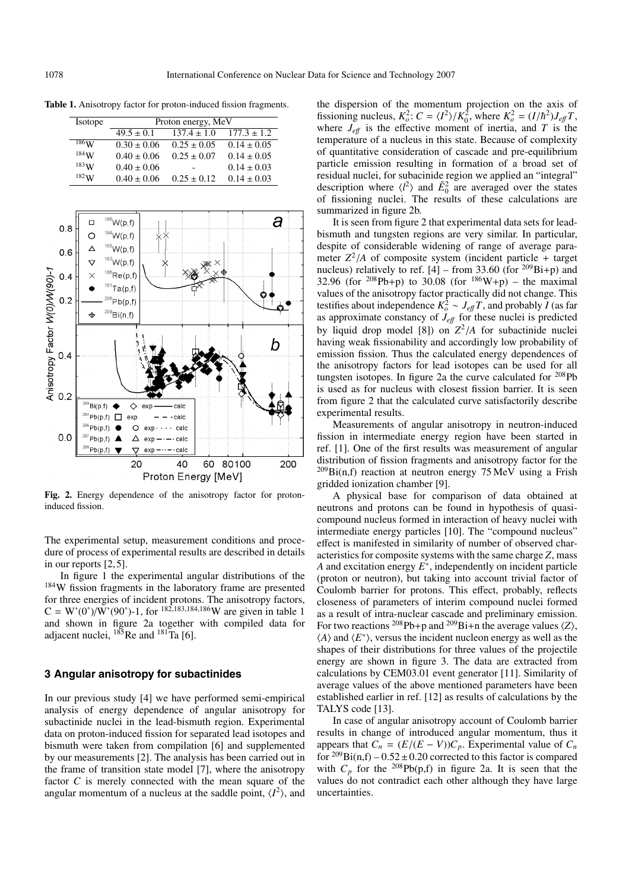**Table 1.** Anisotropy factor for proton-induced fission fragments.

| Isotope | Proton energy, MeV | | |
|---|---|---|---|
| | $49.5 \pm 0.1$ | $137.4 \pm 1.0$ | $177.3 \pm 1.2$ |
| $^{186}$W | $0.30 \pm 0.06$ | $0.25 \pm 0.05$ | $0.14 \pm 0.05$ |
| $^{184}$W | $0.40 \pm 0.06$ | $0.25 \pm 0.07$ | $0.14 \pm 0.05$ |
| $^{183}$W | $0.40 \pm 0.06$ | - | $0.14 \pm 0.03$ |
| $^{182}$W | $0.40 \pm 0.06$ | $0.25 \pm 0.12$ | $0.14 \pm 0.03$ |

**Fig. 2.** Energy dependence of the anisotropy factor for proton-induced fission.

The experimental setup, measurement conditions and procedure of process of experimental results are described in details in our reports [2,5].

In figure 1 the experimental angular distributions of the $^{184}$W fission fragments in the laboratory frame are presented for three energies of incident protons. The anisotropy factors, $C = W'(0^{\circ})/W'(90^{\circ})$-1, for $^{182,183,184,186}$W are given in table 1 and shown in figure 2a together with compiled data for adjacent nuclei, $^{185}$Re and $^{181}$Ta [6].

### 3 Angular anisotropy for subactinides

In our previous study [4] we have performed semi-empirical analysis of energy dependence of angular anisotropy for subactinide nuclei in the lead-bismuth region. Experimental data on proton-induced fission for separated lead isotopes and bismuth were taken from compilation [6] and supplemented by our measurements [2]. The analysis has been carried out in the frame of transition state model [7], where the anisotropy factor $C$ is merely connected with the mean square of the angular momentum of a nucleus at the saddle point, $\langle I^2 \rangle$, and the dispersion of the momentum projection on the axis of fissioning nucleus, $K_o^2$: $C = \langle I^2 \rangle / K_0^2$, where $K_o^2 = (I/\hbar^2) J_{eff} T$, where $J_{eff}$ is the effective moment of inertia, and $T$ is the temperature of a nucleus in this state. Because of complexity of quantitative consideration of cascade and pre-equilibrium particle emission resulting in formation of a broad set of residual nuclei, for subacinide region we applied an "integral" description where $\langle I^2 \rangle$ and $\bar{E}_0^2$ are averaged over the states of fissioning nuclei. The results of these calculations are summarized in figure 2b.

It is seen from figure 2 that experimental data sets for lead-bismuth and tungsten regions are very similar. In particular, despite of considerable widening of range of average parameter $Z^2/A$ of composite system (incident particle + target nucleus) relatively to ref. [4] – from 33.60 (for $^{209}$Bi+p) and 32.96 (for $^{208}$Pb+p) to 30.08 (for $^{186}$W+p) – the maximal values of the anisotropy factor practically did not change. This testifies about independence $K_o^2 \sim J_{eff} T$, and probably $I$ (as far as approximate constancy of $J_{eff}$ for these nuclei is predicted by liquid drop model [8]) on $Z^2/A$ for subactinide nuclei having weak fissionability and accordingly low probability of emission fission. Thus the calculated energy dependences of the anisotropy factors for lead isotopes can be used for all tungsten isotopes. In figure 2a the curve calculated for $^{208}$Pb is used as for nucleus with closest fission barrier. It is seen from figure 2 that the calculated curve satisfactorily describe experimental results.

Measurements of angular anisotropy in neutron-induced fission in intermediate energy region have been started in ref. [1]. One of the first results was measurement of angular distribution of fission fragments and anisotropy factor for the $^{209}$Bi(n,f) reaction at neutron energy 75 MeV using a Frish gridded ionization chamber [9].

A physical base for comparison of data obtained at neutrons and protons can be found in hypothesis of quasi-compound nucleus formed in interaction of heavy nuclei with intermediate energy particles [10]. The "compound nucleus" effect is manifested in similarity of number of observed characteristics for composite systems with the same charge $Z$, mass $A$ and excitation energy $E^*$, independently on incident particle (proton or neutron), but taking into account trivial factor of Coulomb barrier for protons. This effect, probably, reflects closeness of parameters of interim compound nuclei formed as a result of intra-nuclear cascade and preliminary emission. For two reactions $^{208}$Pb+p and $^{209}$Bi+n the average values $\langle Z \rangle$, $\langle A \rangle$ and $\langle E^* \rangle$, versus the incident nucleon energy as well as the shapes of their distributions for three values of the projectile energy are shown in figure 3. The data are extracted from calculations by CEM03.01 event generator [11]. Similarity of average values of the above mentioned parameters have been established earlier in ref. [12] as results of calculations by the TALYS code [13].

In case of angular anisotropy account of Coulomb barrier results in change of introduced angular momentum, thus it appears that $C_n = (E/(E - V))C_p$. Experimental value of $C_n$ for $^{209}$Bi(n,f) – $0.52 \pm 0.20$ corrected to this factor is compared with $C_p$ for the $^{208}$Pb(p,f) in figure 2a. It is seen that the values do not contradict each other although they have large uncertainties.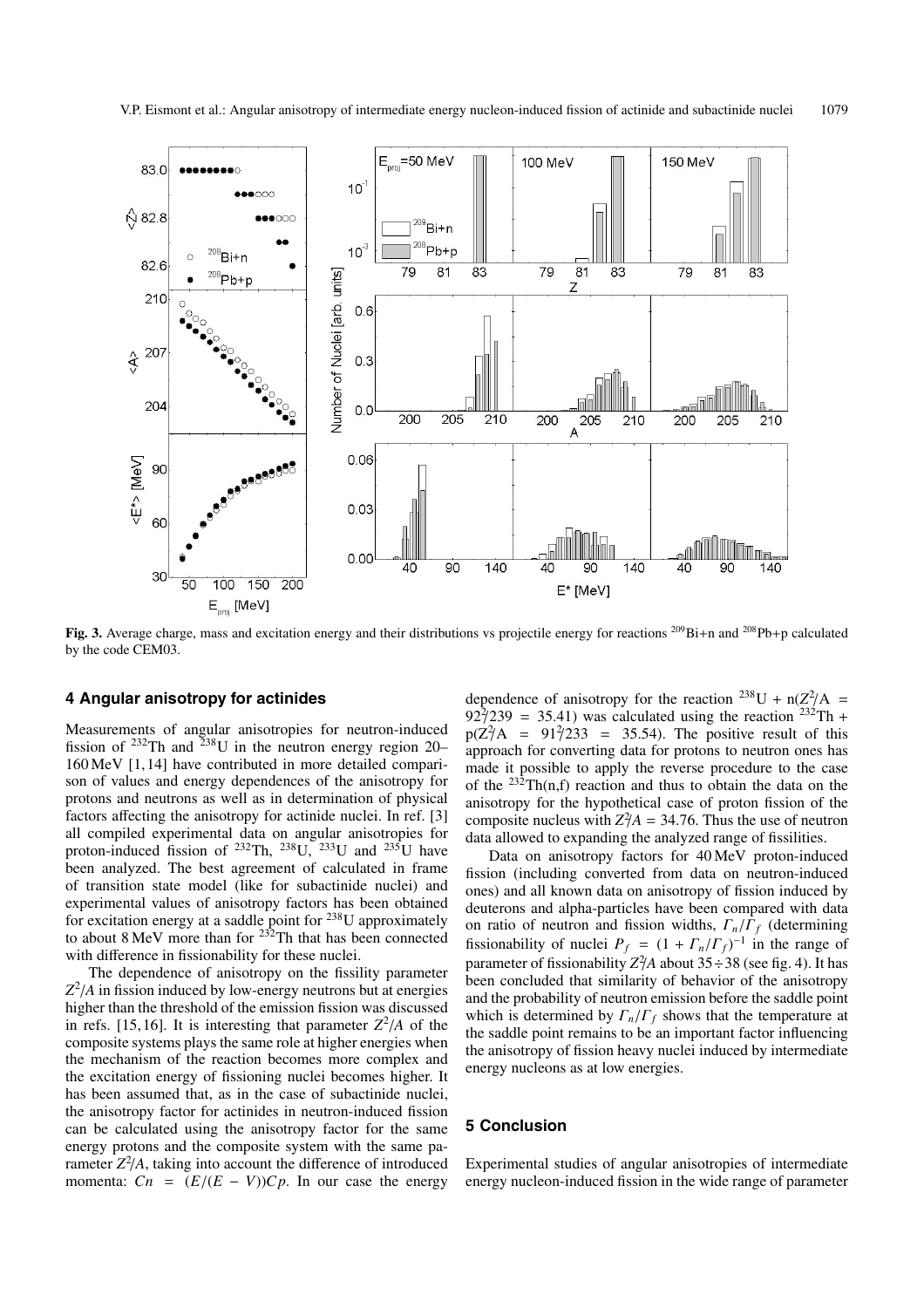Fig. 3. Average charge, mass and excitation energy and their distributions vs projectile energy for reactions $^{209}$Bi+n and $^{208}$Pb+p calculated by the code CEM03.

## 4 Angular anisotropy for actinides

Measurements of angular anisotropies for neutron-induced fission of $^{232}$Th and $^{238}$U in the neutron energy region 20–160 MeV [1, 14] have contributed in more detailed comparison of values and energy dependences of the anisotropy for protons and neutrons as well as in determination of physical factors affecting the anisotropy for actinide nuclei. In ref. [3] all compiled experimental data on angular anisotropies for proton-induced fission of $^{232}$Th, $^{238}$U, $^{233}$U and $^{235}$U have been analyzed. The best agreement of calculated in frame of transition state model (like for subactinide nuclei) and experimental values of anisotropy factors has been obtained for excitation energy at a saddle point for $^{238}$U approximately to about 8 MeV more than for $^{232}$Th that has been connected with difference in fissionability for these nuclei.

The dependence of anisotropy on the fissility parameter $Z^2/A$ in fission induced by low-energy neutrons but at energies higher than the threshold of the emission fission was discussed in refs. [15, 16]. It is interesting that parameter $Z^2/A$ of the composite systems plays the same role at higher energies when the mechanism of the reaction becomes more complex and the excitation energy of fissioning nuclei becomes higher. It has been assumed that, as in the case of subactinide nuclei, the anisotropy factor for actinides in neutron-induced fission can be calculated using the anisotropy factor for the same energy protons and the composite system with the same parameter $Z^2/A$, taking into account the difference of introduced momenta: $Cn = (E/(E - V))Cp$. In our case the energy dependence of anisotropy for the reaction $^{238}$U + n($Z^2/A = 92^2/239 = 35.41$) was calculated using the reaction $^{232}$Th + p($Z^2/A = 91^2/233 = 35.54$). The positive result of this approach for converting data for protons to neutron ones has made it possible to apply the reverse procedure to the case of the $^{232}$Th(n,f) reaction and thus to obtain the data on the anisotropy for the hypothetical case of proton fission of the composite nucleus with $Z^2/A = 34.76$. Thus the use of neutron data allowed to expanding the analyzed range of fissilities.

Data on anisotropy factors for 40 MeV proton-induced fission (including converted from data on neutron-induced ones) and all known data on anisotropy of fission induced by deuterons and alpha-particles have been compared with data on ratio of neutron and fission widths, $\Gamma_n/\Gamma_f$ (determining fissionability of nuclei $P_f = (1 + \Gamma_n/\Gamma_f)^{-1}$ in the range of parameter of fissionability $Z^2/A$ about $35 \div 38$ (see fig. 4). It has been concluded that similarity of behavior of the anisotropy and the probability of neutron emission before the saddle point which is determined by $\Gamma_n/\Gamma_f$ shows that the temperature at the saddle point remains to be an important factor influencing the anisotropy of fission heavy nuclei induced by intermediate energy nucleons as at low energies.

## 5 Conclusion

Experimental studies of angular anisotropies of intermediate energy nucleon-induced fission in the wide range of parameter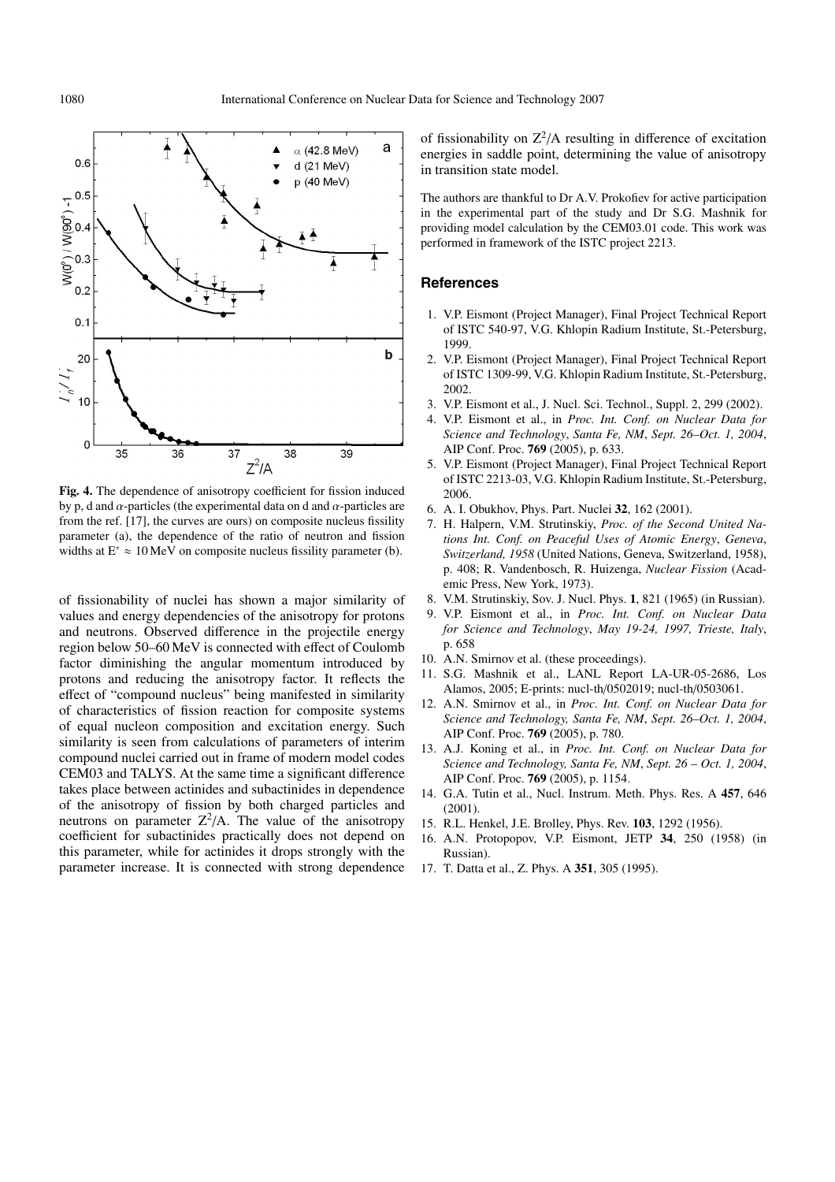α (42.8 MeV)
d (21 MeV)
p (40 MeV)

a

W(0°) / W(90°) - 1

0.6
0.5
0.4
0.3
0.2
0.1

b

$\Gamma_n / \Gamma_f$

20
10
0

35 36 37 38 39

$Z^2/A$

**Fig. 4.** The dependence of anisotropy coefficient for fission induced by p, d and $\alpha$-particles (the experimental data on d and $\alpha$-particles are from the ref. [17], the curves are ours) on composite nucleus fissility parameter (a), the dependence of the ratio of neutron and fission widths at $E^* \approx 10$ MeV on composite nucleus fissility parameter (b).

of fissionability of nuclei has shown a major similarity of values and energy dependencies of the anisotropy for protons and neutrons. Observed difference in the projectile energy region below 50–60 MeV is connected with effect of Coulomb factor diminishing the angular momentum introduced by protons and reducing the anisotropy factor. It reflects the effect of "compound nucleus" being manifested in similarity of characteristics of fission reaction for composite systems of equal nucleon composition and excitation energy. Such similarity is seen from calculations of parameters of interim compound nuclei carried out in frame of modern model codes CEM03 and TALYS. At the same time a significant difference takes place between actinides and subactinides in dependence of the anisotropy of fission by both charged particles and neutrons on parameter $Z^2/A$. The value of the anisotropy coefficient for subactinides practically does not depend on this parameter, while for actinides it drops strongly with the parameter increase. It is connected with strong dependence of fissionability on $Z^2/A$ resulting in difference of excitation energies in saddle point, determining the value of anisotropy in transition state model.

The authors are thankful to Dr A.V. Prokofiev for active participation in the experimental part of the study and Dr S.G. Mashnik for providing model calculation by the CEM03.01 code. This work was performed in framework of the ISTC project 2213.

## References

1. V.P. Eismont (Project Manager), Final Project Technical Report of ISTC 540-97, V.G. Khlopin Radium Institute, St.-Petersburg, 1999.
2. V.P. Eismont (Project Manager), Final Project Technical Report of ISTC 1309-99, V.G. Khlopin Radium Institute, St.-Petersburg, 2002.
3. V.P. Eismont et al., J. Nucl. Sci. Technol., Suppl. 2, 299 (2002).
4. V.P. Eismont et al., in *Proc. Int. Conf. on Nuclear Data for Science and Technology*, *Santa Fe, NM*, *Sept. 26–Oct. 1, 2004*, AIP Conf. Proc. **769** (2005), p. 633.
5. V.P. Eismont (Project Manager), Final Project Technical Report of ISTC 2213-03, V.G. Khlopin Radium Institute, St.-Petersburg, 2006.
6. A. I. Obukhov, Phys. Part. Nuclei **32**, 162 (2001).
7. H. Halpern, V.M. Strutinskiy, *Proc. of the Second United Nations Int. Conf. on Peaceful Uses of Atomic Energy*, *Geneva*, *Switzerland, 1958* (United Nations, Geneva, Switzerland, 1958), p. 408; R. Vandenbosch, R. Huizenga, *Nuclear Fission* (Academic Press, New York, 1973).
8. V.M. Strutinskiy, Sov. J. Nucl. Phys. **1**, 821 (1965) (in Russian).
9. V.P. Eismont et al., in *Proc. Int. Conf. on Nuclear Data for Science and Technology*, *May 19-24, 1997, Trieste, Italy*, p. 658
10. A.N. Smirnov et al. (these proceedings).
11. S.G. Mashnik et al., LANL Report LA-UR-05-2686, Los Alamos, 2005; E-prints: nucl-th/0502019; nucl-th/0503061.
12. A.N. Smirnov et al., in *Proc. Int. Conf. on Nuclear Data for Science and Technology, Santa Fe, NM*, *Sept. 26–Oct. 1, 2004*, AIP Conf. Proc. **769** (2005), p. 780.
13. A.J. Koning et al., in *Proc. Int. Conf. on Nuclear Data for Science and Technology, Santa Fe, NM*, *Sept. 26 – Oct. 1, 2004*, AIP Conf. Proc. **769** (2005), p. 1154.
14. G.A. Tutin et al., Nucl. Instrum. Meth. Phys. Res. A **457**, 646 (2001).
15. R.L. Henkel, J.E. Brolley, Phys. Rev. **103**, 1292 (1956).
16. A.N. Protopopov, V.P. Eismont, JETP **34**, 250 (1958) (in Russian).
17. T. Datta et al., Z. Phys. A **351**, 305 (1995).